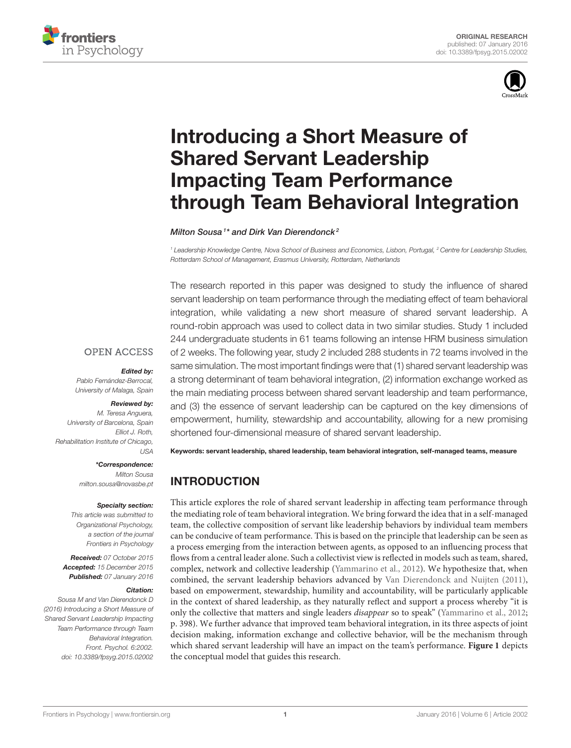ORIGINAL RESEARCH
published: 07 January 2016
doi: 10.3389/fpsyg.2015.02002

# Introducing a Short Measure of Shared Servant Leadership Impacting Team Performance through Team Behavioral Integration

*Milton Sousa[1]\* and Dirk Van Dierendonck[2]*

[1] Leadership Knowledge Centre, Nova School of Business and Economics, Lisbon, Portugal, [2] Centre for Leadership Studies, Rotterdam School of Management, Erasmus University, Rotterdam, Netherlands

OPEN ACCESS

***Edited by:***
*Pablo Fernández-Berrocal, University of Malaga, Spain*

***Reviewed by:***
*M. Teresa Anguera, University of Barcelona, Spain*
*Elliot J. Roth, Rehabilitation Institute of Chicago, USA*

***\*Correspondence:***
*Milton Sousa*
*milton.sousa@novasbe.pt*

***Specialty section:***
*This article was submitted to Organizational Psychology, a section of the journal Frontiers in Psychology*

***Received:*** *07 October 2015*
***Accepted:*** *15 December 2015*
***Published:*** *07 January 2016*

***Citation:***
*Sousa M and Van Dierendonck D (2016) Introducing a Short Measure of Shared Servant Leadership Impacting Team Performance through Team Behavioral Integration. Front. Psychol. 6:2002. doi: 10.3389/fpsyg.2015.02002*

The research reported in this paper was designed to study the influence of shared servant leadership on team performance through the mediating effect of team behavioral integration, while validating a new short measure of shared servant leadership. A round-robin approach was used to collect data in two similar studies. Study 1 included 244 undergraduate students in 61 teams following an intense HRM business simulation of 2 weeks. The following year, study 2 included 288 students in 72 teams involved in the same simulation. The most important findings were that (1) shared servant leadership was a strong determinant of team behavioral integration, (2) information exchange worked as the main mediating process between shared servant leadership and team performance, and (3) the essence of servant leadership can be captured on the key dimensions of empowerment, humility, stewardship and accountability, allowing for a new promising shortened four-dimensional measure of shared servant leadership.

**Keywords: servant leadership, shared leadership, team behavioral integration, self-managed teams, measure**

## INTRODUCTION

This article explores the role of shared servant leadership in affecting team performance through the mediating role of team behavioral integration. We bring forward the idea that in a self-managed team, the collective composition of servant like leadership behaviors by individual team members can be conducive of team performance. This is based on the principle that leadership can be seen as a process emerging from the interaction between agents, as opposed to an influencing process that flows from a central leader alone. Such a collectivist view is reflected in models such as team, shared, complex, network and collective leadership (Yammarino et al., 2012). We hypothesize that, when combined, the servant leadership behaviors advanced by Van Dierendonck and Nuijten (2011), based on empowerment, stewardship, humility and accountability, will be particularly applicable in the context of shared leadership, as they naturally reflect and support a process whereby "it is only the collective that matters and single leaders *disappear* so to speak" (Yammarino et al., 2012; p. 398). We further advance that improved team behavioral integration, in its three aspects of joint decision making, information exchange and collective behavior, will be the mechanism through which shared servant leadership will have an impact on the team's performance. **Figure 1** depicts the conceptual model that guides this research.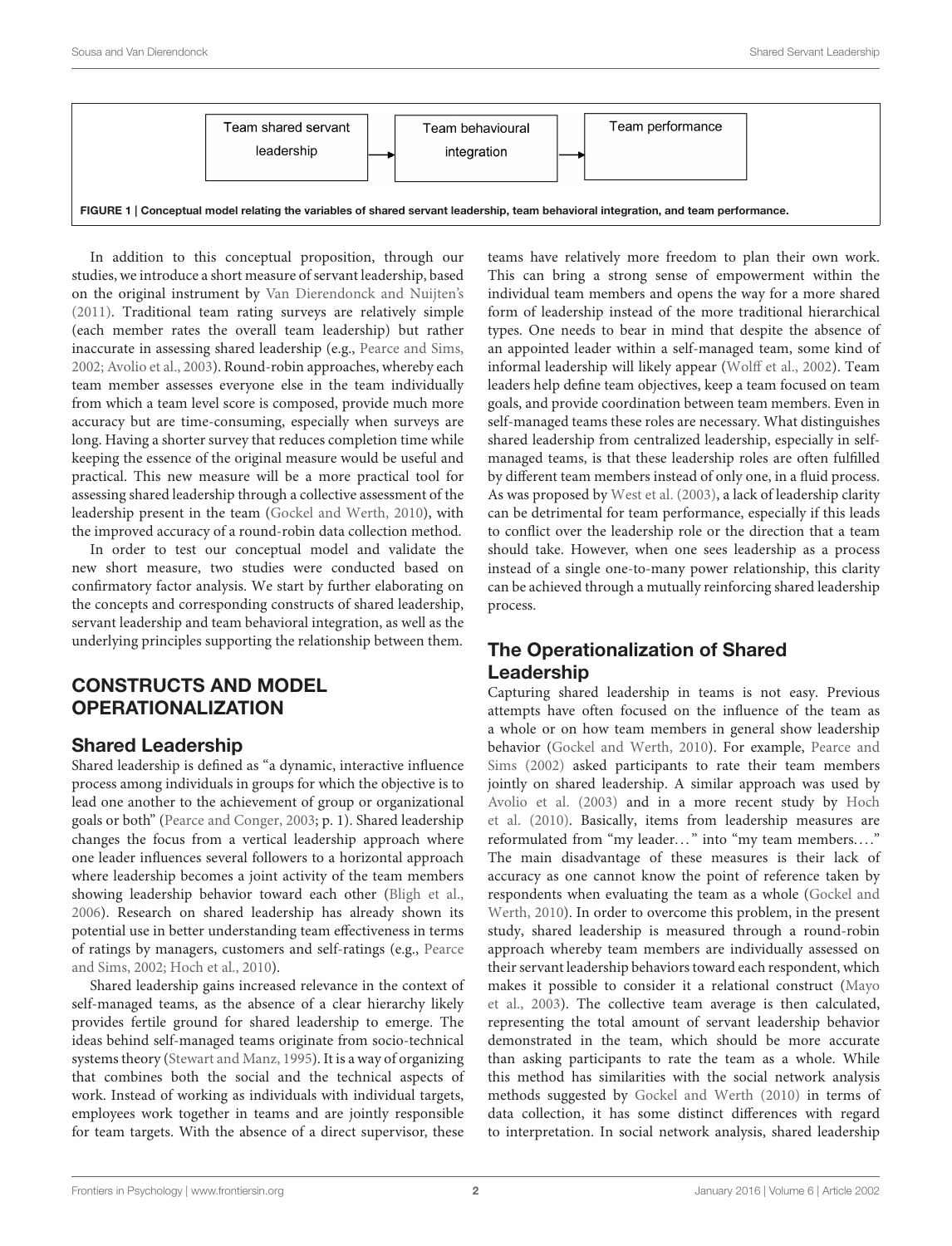Team shared servant leadership → Team behavioural integration → Team performance

**FIGURE 1 | Conceptual model relating the variables of shared servant leadership, team behavioral integration, and team performance.**

In addition to this conceptual proposition, through our studies, we introduce a short measure of servant leadership, based on the original instrument by Van Dierendonck and Nuijten's (2011). Traditional team rating surveys are relatively simple (each member rates the overall team leadership) but rather inaccurate in assessing shared leadership (e.g., Pearce and Sims, 2002; Avolio et al., 2003). Round-robin approaches, whereby each team member assesses everyone else in the team individually from which a team level score is composed, provide much more accuracy but are time-consuming, especially when surveys are long. Having a shorter survey that reduces completion time while keeping the essence of the original measure would be useful and practical. This new measure will be a more practical tool for assessing shared leadership through a collective assessment of the leadership present in the team (Gockel and Werth, 2010), with the improved accuracy of a round-robin data collection method.

In order to test our conceptual model and validate the new short measure, two studies were conducted based on confirmatory factor analysis. We start by further elaborating on the concepts and corresponding constructs of shared leadership, servant leadership and team behavioral integration, as well as the underlying principles supporting the relationship between them.

## CONSTRUCTS AND MODEL OPERATIONALIZATION

### Shared Leadership

Shared leadership is defined as "a dynamic, interactive influence process among individuals in groups for which the objective is to lead one another to the achievement of group or organizational goals or both" (Pearce and Conger, 2003; p. 1). Shared leadership changes the focus from a vertical leadership approach where one leader influences several followers to a horizontal approach where leadership becomes a joint activity of the team members showing leadership behavior toward each other (Bligh et al., 2006). Research on shared leadership has already shown its potential use in better understanding team effectiveness in terms of ratings by managers, customers and self-ratings (e.g., Pearce and Sims, 2002; Hoch et al., 2010).

Shared leadership gains increased relevance in the context of self-managed teams, as the absence of a clear hierarchy likely provides fertile ground for shared leadership to emerge. The ideas behind self-managed teams originate from socio-technical systems theory (Stewart and Manz, 1995). It is a way of organizing that combines both the social and the technical aspects of work. Instead of working as individuals with individual targets, employees work together in teams and are jointly responsible for team targets. With the absence of a direct supervisor, these teams have relatively more freedom to plan their own work. This can bring a strong sense of empowerment within the individual team members and opens the way for a more shared form of leadership instead of the more traditional hierarchical types. One needs to bear in mind that despite the absence of an appointed leader within a self-managed team, some kind of informal leadership will likely appear (Wolff et al., 2002). Team leaders help define team objectives, keep a team focused on team goals, and provide coordination between team members. Even in self-managed teams these roles are necessary. What distinguishes shared leadership from centralized leadership, especially in self-managed teams, is that these leadership roles are often fulfilled by different team members instead of only one, in a fluid process. As was proposed by West et al. (2003), a lack of leadership clarity can be detrimental for team performance, especially if this leads to conflict over the leadership role or the direction that a team should take. However, when one sees leadership as a process instead of a single one-to-many power relationship, this clarity can be achieved through a mutually reinforcing shared leadership process.

### The Operationalization of Shared Leadership

Capturing shared leadership in teams is not easy. Previous attempts have often focused on the influence of the team as a whole or on how team members in general show leadership behavior (Gockel and Werth, 2010). For example, Pearce and Sims (2002) asked participants to rate their team members jointly on shared leadership. A similar approach was used by Avolio et al. (2003) and in a more recent study by Hoch et al. (2010). Basically, items from leadership measures are reformulated from "my leader…" into "my team members…." The main disadvantage of these measures is their lack of accuracy as one cannot know the point of reference taken by respondents when evaluating the team as a whole (Gockel and Werth, 2010). In order to overcome this problem, in the present study, shared leadership is measured through a round-robin approach whereby team members are individually assessed on their servant leadership behaviors toward each respondent, which makes it possible to consider it a relational construct (Mayo et al., 2003). The collective team average is then calculated, representing the total amount of servant leadership behavior demonstrated in the team, which should be more accurate than asking participants to rate the team as a whole. While this method has similarities with the social network analysis methods suggested by Gockel and Werth (2010) in terms of data collection, it has some distinct differences with regard to interpretation. In social network analysis, shared leadership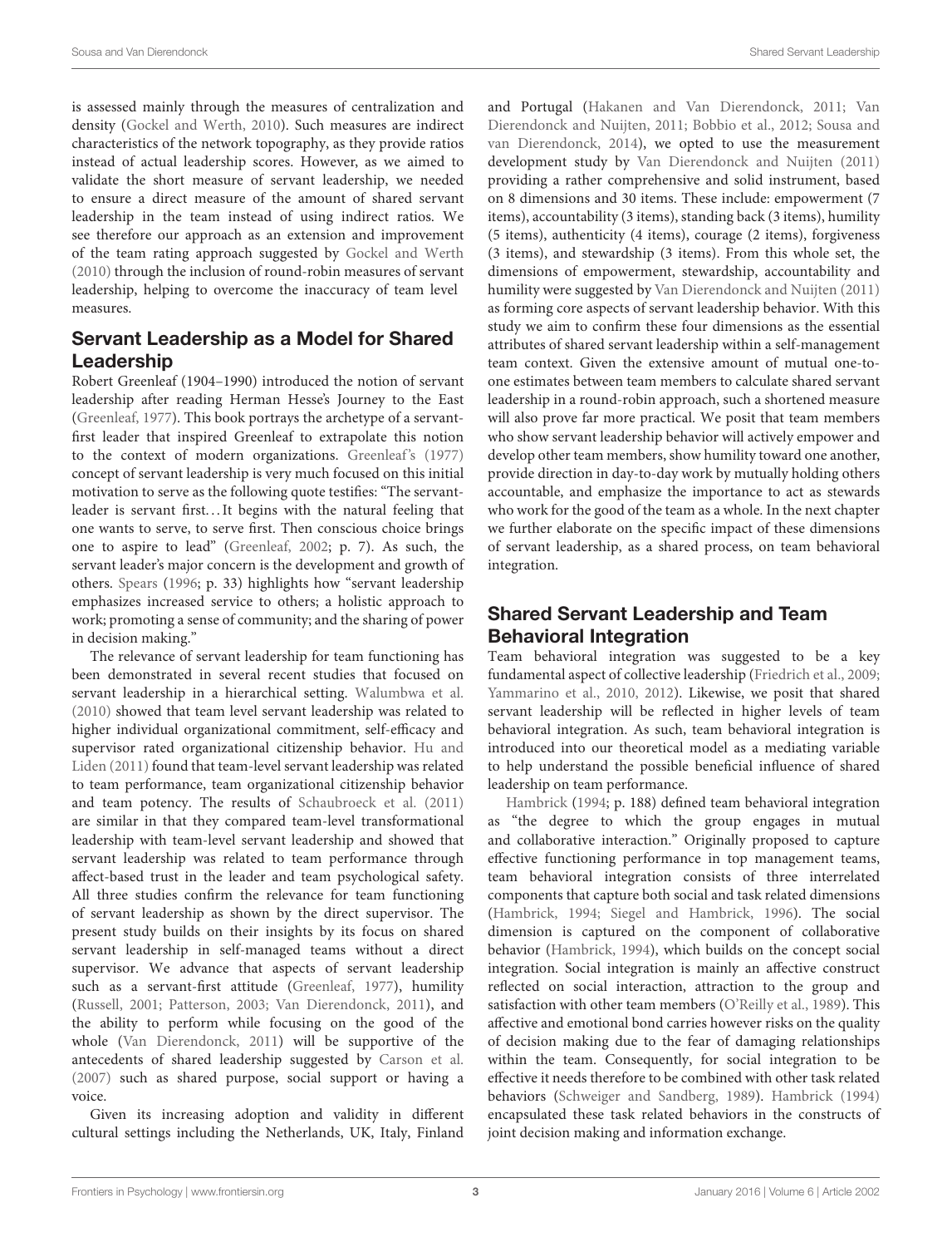is assessed mainly through the measures of centralization and density (Gockel and Werth, 2010). Such measures are indirect characteristics of the network topography, as they provide ratios instead of actual leadership scores. However, as we aimed to validate the short measure of servant leadership, we needed to ensure a direct measure of the amount of shared servant leadership in the team instead of using indirect ratios. We see therefore our approach as an extension and improvement of the team rating approach suggested by Gockel and Werth (2010) through the inclusion of round-robin measures of servant leadership, helping to overcome the inaccuracy of team level measures.

## Servant Leadership as a Model for Shared Leadership

Robert Greenleaf (1904–1990) introduced the notion of servant leadership after reading Herman Hesse's Journey to the East (Greenleaf, 1977). This book portrays the archetype of a servant-first leader that inspired Greenleaf to extrapolate this notion to the context of modern organizations. Greenleaf's (1977) concept of servant leadership is very much focused on this initial motivation to serve as the following quote testifies: "The servant-leader is servant first…It begins with the natural feeling that one wants to serve, to serve first. Then conscious choice brings one to aspire to lead" (Greenleaf, 2002; p. 7). As such, the servant leader's major concern is the development and growth of others. Spears (1996; p. 33) highlights how "servant leadership emphasizes increased service to others; a holistic approach to work; promoting a sense of community; and the sharing of power in decision making."

The relevance of servant leadership for team functioning has been demonstrated in several recent studies that focused on servant leadership in a hierarchical setting. Walumbwa et al. (2010) showed that team level servant leadership was related to higher individual organizational commitment, self-efficacy and supervisor rated organizational citizenship behavior. Hu and Liden (2011) found that team-level servant leadership was related to team performance, team organizational citizenship behavior and team potency. The results of Schaubroeck et al. (2011) are similar in that they compared team-level transformational leadership with team-level servant leadership and showed that servant leadership was related to team performance through affect-based trust in the leader and team psychological safety. All three studies confirm the relevance for team functioning of servant leadership as shown by the direct supervisor. The present study builds on their insights by its focus on shared servant leadership in self-managed teams without a direct supervisor. We advance that aspects of servant leadership such as a servant-first attitude (Greenleaf, 1977), humility (Russell, 2001; Patterson, 2003; Van Dierendonck, 2011), and the ability to perform while focusing on the good of the whole (Van Dierendonck, 2011) will be supportive of the antecedents of shared leadership suggested by Carson et al. (2007) such as shared purpose, social support or having a voice.

Given its increasing adoption and validity in different cultural settings including the Netherlands, UK, Italy, Finland and Portugal (Hakanen and Van Dierendonck, 2011; Van Dierendonck and Nuijten, 2011; Bobbio et al., 2012; Sousa and van Dierendonck, 2014), we opted to use the measurement development study by Van Dierendonck and Nuijten (2011) providing a rather comprehensive and solid instrument, based on 8 dimensions and 30 items. These include: empowerment (7 items), accountability (3 items), standing back (3 items), humility (5 items), authenticity (4 items), courage (2 items), forgiveness (3 items), and stewardship (3 items). From this whole set, the dimensions of empowerment, stewardship, accountability and humility were suggested by Van Dierendonck and Nuijten (2011) as forming core aspects of servant leadership behavior. With this study we aim to confirm these four dimensions as the essential attributes of shared servant leadership within a self-management team context. Given the extensive amount of mutual one-to-one estimates between team members to calculate shared servant leadership in a round-robin approach, such a shortened measure will also prove far more practical. We posit that team members who show servant leadership behavior will actively empower and develop other team members, show humility toward one another, provide direction in day-to-day work by mutually holding others accountable, and emphasize the importance to act as stewards who work for the good of the team as a whole. In the next chapter we further elaborate on the specific impact of these dimensions of servant leadership, as a shared process, on team behavioral integration.

## Shared Servant Leadership and Team Behavioral Integration

Team behavioral integration was suggested to be a key fundamental aspect of collective leadership (Friedrich et al., 2009; Yammarino et al., 2010, 2012). Likewise, we posit that shared servant leadership will be reflected in higher levels of team behavioral integration. As such, team behavioral integration is introduced into our theoretical model as a mediating variable to help understand the possible beneficial influence of shared leadership on team performance.

Hambrick (1994; p. 188) defined team behavioral integration as "the degree to which the group engages in mutual and collaborative interaction." Originally proposed to capture effective functioning performance in top management teams, team behavioral integration consists of three interrelated components that capture both social and task related dimensions (Hambrick, 1994; Siegel and Hambrick, 1996). The social dimension is captured on the component of collaborative behavior (Hambrick, 1994), which builds on the concept social integration. Social integration is mainly an affective construct reflected on social interaction, attraction to the group and satisfaction with other team members (O'Reilly et al., 1989). This affective and emotional bond carries however risks on the quality of decision making due to the fear of damaging relationships within the team. Consequently, for social integration to be effective it needs therefore to be combined with other task related behaviors (Schweiger and Sandberg, 1989). Hambrick (1994) encapsulated these task related behaviors in the constructs of joint decision making and information exchange.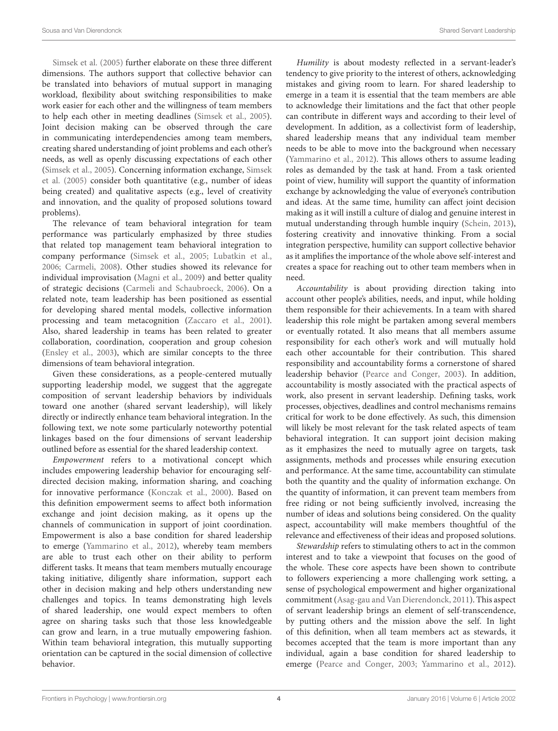Simsek et al. (2005) further elaborate on these three different dimensions. The authors support that collective behavior can be translated into behaviors of mutual support in managing workload, flexibility about switching responsibilities to make work easier for each other and the willingness of team members to help each other in meeting deadlines (Simsek et al., 2005). Joint decision making can be observed through the care in communicating interdependencies among team members, creating shared understanding of joint problems and each other's needs, as well as openly discussing expectations of each other (Simsek et al., 2005). Concerning information exchange, Simsek et al. (2005) consider both quantitative (e.g., number of ideas being created) and qualitative aspects (e.g., level of creativity and innovation, and the quality of proposed solutions toward problems).

The relevance of team behavioral integration for team performance was particularly emphasized by three studies that related top management team behavioral integration to company performance (Simsek et al., 2005; Lubatkin et al., 2006; Carmeli, 2008). Other studies showed its relevance for individual improvisation (Magni et al., 2009) and better quality of strategic decisions (Carmeli and Schaubroeck, 2006). On a related note, team leadership has been positioned as essential for developing shared mental models, collective information processing and team metacognition (Zaccaro et al., 2001). Also, shared leadership in teams has been related to greater collaboration, coordination, cooperation and group cohesion (Ensley et al., 2003), which are similar concepts to the three dimensions of team behavioral integration.

Given these considerations, as a people-centered mutually supporting leadership model, we suggest that the aggregate composition of servant leadership behaviors by individuals toward one another (shared servant leadership), will likely directly or indirectly enhance team behavioral integration. In the following text, we note some particularly noteworthy potential linkages based on the four dimensions of servant leadership outlined before as essential for the shared leadership context.

*Empowerment* refers to a motivational concept which includes empowering leadership behavior for encouraging self-directed decision making, information sharing, and coaching for innovative performance (Konczak et al., 2000). Based on this definition empowerment seems to affect both information exchange and joint decision making, as it opens up the channels of communication in support of joint coordination. Empowerment is also a base condition for shared leadership to emerge (Yammarino et al., 2012), whereby team members are able to trust each other on their ability to perform different tasks. It means that team members mutually encourage taking initiative, diligently share information, support each other in decision making and help others understanding new challenges and topics. In teams demonstrating high levels of shared leadership, one would expect members to often agree on sharing tasks such that those less knowledgeable can grow and learn, in a true mutually empowering fashion. Within team behavioral integration, this mutually supporting orientation can be captured in the social dimension of collective behavior.

*Humility* is about modesty reflected in a servant-leader's tendency to give priority to the interest of others, acknowledging mistakes and giving room to learn. For shared leadership to emerge in a team it is essential that the team members are able to acknowledge their limitations and the fact that other people can contribute in different ways and according to their level of development. In addition, as a collectivist form of leadership, shared leadership means that any individual team member needs to be able to move into the background when necessary (Yammarino et al., 2012). This allows others to assume leading roles as demanded by the task at hand. From a task oriented point of view, humility will support the quantity of information exchange by acknowledging the value of everyone's contribution and ideas. At the same time, humility can affect joint decision making as it will instill a culture of dialog and genuine interest in mutual understanding through humble inquiry (Schein, 2013), fostering creativity and innovative thinking. From a social integration perspective, humility can support collective behavior as it amplifies the importance of the whole above self-interest and creates a space for reaching out to other team members when in need.

*Accountability* is about providing direction taking into account other people's abilities, needs, and input, while holding them responsible for their achievements. In a team with shared leadership this role might be partaken among several members or eventually rotated. It also means that all members assume responsibility for each other's work and will mutually hold each other accountable for their contribution. This shared responsibility and accountability forms a cornerstone of shared leadership behavior (Pearce and Conger, 2003). In addition, accountability is mostly associated with the practical aspects of work, also present in servant leadership. Defining tasks, work processes, objectives, deadlines and control mechanisms remains critical for work to be done effectively. As such, this dimension will likely be most relevant for the task related aspects of team behavioral integration. It can support joint decision making as it emphasizes the need to mutually agree on targets, task assignments, methods and processes while ensuring execution and performance. At the same time, accountability can stimulate both the quantity and the quality of information exchange. On the quantity of information, it can prevent team members from free riding or not being sufficiently involved, increasing the number of ideas and solutions being considered. On the quality aspect, accountability will make members thoughtful of the relevance and effectiveness of their ideas and proposed solutions.

*Stewardship* refers to stimulating others to act in the common interest and to take a viewpoint that focuses on the good of the whole. These core aspects have been shown to contribute to followers experiencing a more challenging work setting, a sense of psychological empowerment and higher organizational commitment (Asag-gau and Van Dierendonck, 2011). This aspect of servant leadership brings an element of self-transcendence, by putting others and the mission above the self. In light of this definition, when all team members act as stewards, it becomes accepted that the team is more important than any individual, again a base condition for shared leadership to emerge (Pearce and Conger, 2003; Yammarino et al., 2012).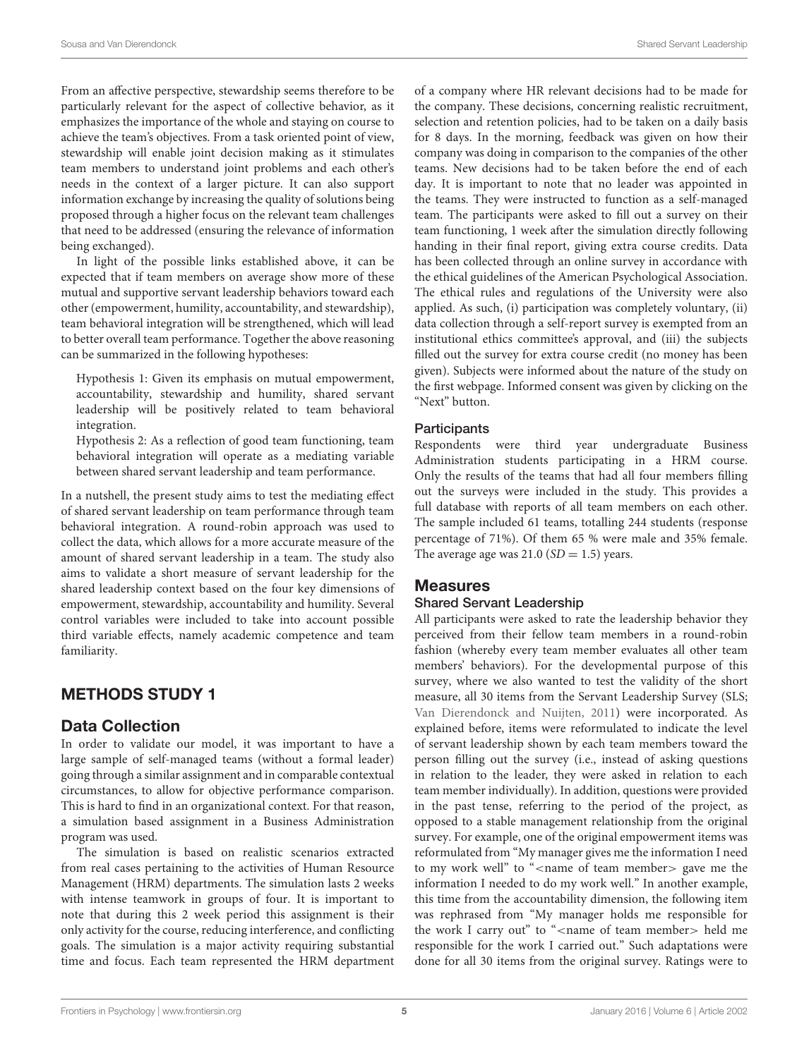From an affective perspective, stewardship seems therefore to be particularly relevant for the aspect of collective behavior, as it emphasizes the importance of the whole and staying on course to achieve the team's objectives. From a task oriented point of view, stewardship will enable joint decision making as it stimulates team members to understand joint problems and each other's needs in the context of a larger picture. It can also support information exchange by increasing the quality of solutions being proposed through a higher focus on the relevant team challenges that need to be addressed (ensuring the relevance of information being exchanged).

In light of the possible links established above, it can be expected that if team members on average show more of these mutual and supportive servant leadership behaviors toward each other (empowerment, humility, accountability, and stewardship), team behavioral integration will be strengthened, which will lead to better overall team performance. Together the above reasoning can be summarized in the following hypotheses:

> Hypothesis 1: Given its emphasis on mutual empowerment, accountability, stewardship and humility, shared servant leadership will be positively related to team behavioral integration.
>
> Hypothesis 2: As a reflection of good team functioning, team behavioral integration will operate as a mediating variable between shared servant leadership and team performance.

In a nutshell, the present study aims to test the mediating effect of shared servant leadership on team performance through team behavioral integration. A round-robin approach was used to collect the data, which allows for a more accurate measure of the amount of shared servant leadership in a team. The study also aims to validate a short measure of servant leadership for the shared leadership context based on the four key dimensions of empowerment, stewardship, accountability and humility. Several control variables were included to take into account possible third variable effects, namely academic competence and team familiarity.

## METHODS STUDY 1

### Data Collection

In order to validate our model, it was important to have a large sample of self-managed teams (without a formal leader) going through a similar assignment and in comparable contextual circumstances, to allow for objective performance comparison. This is hard to find in an organizational context. For that reason, a simulation based assignment in a Business Administration program was used.

The simulation is based on realistic scenarios extracted from real cases pertaining to the activities of Human Resource Management (HRM) departments. The simulation lasts 2 weeks with intense teamwork in groups of four. It is important to note that during this 2 week period this assignment is their only activity for the course, reducing interference, and conflicting goals. The simulation is a major activity requiring substantial time and focus. Each team represented the HRM department of a company where HR relevant decisions had to be made for the company. These decisions, concerning realistic recruitment, selection and retention policies, had to be taken on a daily basis for 8 days. In the morning, feedback was given on how their company was doing in comparison to the companies of the other teams. New decisions had to be taken before the end of each day. It is important to note that no leader was appointed in the teams. They were instructed to function as a self-managed team. The participants were asked to fill out a survey on their team functioning, 1 week after the simulation directly following handing in their final report, giving extra course credits. Data has been collected through an online survey in accordance with the ethical guidelines of the American Psychological Association. The ethical rules and regulations of the University were also applied. As such, (i) participation was completely voluntary, (ii) data collection through a self-report survey is exempted from an institutional ethics committee's approval, and (iii) the subjects filled out the survey for extra course credit (no money has been given). Subjects were informed about the nature of the study on the first webpage. Informed consent was given by clicking on the "Next" button.

#### Participants

Respondents were third year undergraduate Business Administration students participating in a HRM course. Only the results of the teams that had all four members filling out the surveys were included in the study. This provides a full database with reports of all team members on each other. The sample included 61 teams, totalling 244 students (response percentage of 71%). Of them 65 % were male and 35% female. The average age was 21.0 ($SD = 1.5$) years.

### Measures

#### Shared Servant Leadership

All participants were asked to rate the leadership behavior they perceived from their fellow team members in a round-robin fashion (whereby every team member evaluates all other team members' behaviors). For the developmental purpose of this survey, where we also wanted to test the validity of the short measure, all 30 items from the Servant Leadership Survey (SLS; Van Dierendonck and Nuijten, 2011) were incorporated. As explained before, items were reformulated to indicate the level of servant leadership shown by each team members toward the person filling out the survey (i.e., instead of asking questions in relation to the leader, they were asked in relation to each team member individually). In addition, questions were provided in the past tense, referring to the period of the project, as opposed to a stable management relationship from the original survey. For example, one of the original empowerment items was reformulated from "My manager gives me the information I need to my work well" to "<name of team member> gave me the information I needed to do my work well." In another example, this time from the accountability dimension, the following item was rephrased from "My manager holds me responsible for the work I carry out" to "<name of team member> held me responsible for the work I carried out." Such adaptations were done for all 30 items from the original survey. Ratings were to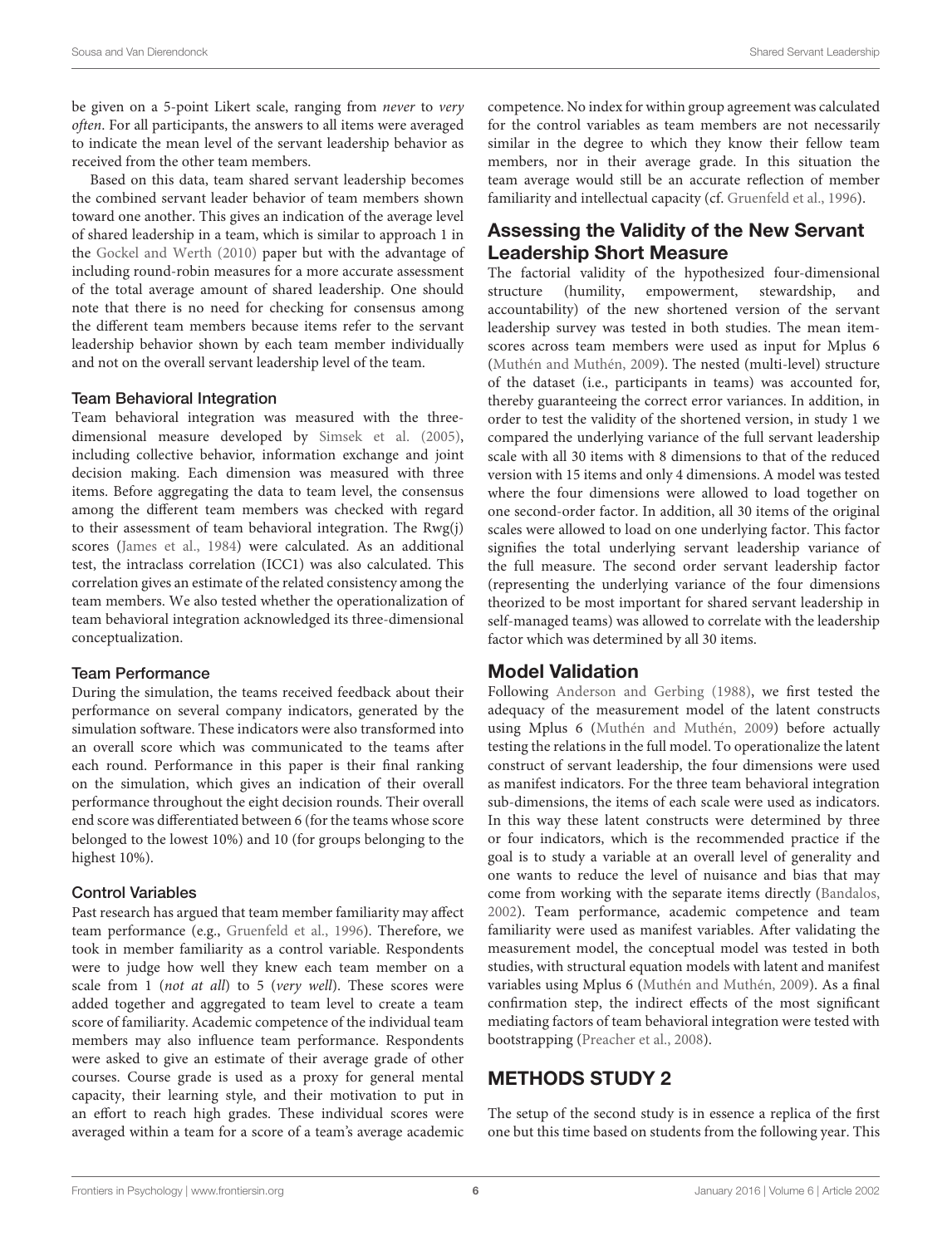be given on a 5-point Likert scale, ranging from *never* to *very often*. For all participants, the answers to all items were averaged to indicate the mean level of the servant leadership behavior as received from the other team members.

Based on this data, team shared servant leadership becomes the combined servant leader behavior of team members shown toward one another. This gives an indication of the average level of shared leadership in a team, which is similar to approach 1 in the Gockel and Werth (2010) paper but with the advantage of including round-robin measures for a more accurate assessment of the total average amount of shared leadership. One should note that there is no need for checking for consensus among the different team members because items refer to the servant leadership behavior shown by each team member individually and not on the overall servant leadership level of the team.

### Team Behavioral Integration

Team behavioral integration was measured with the three-dimensional measure developed by Simsek et al. (2005), including collective behavior, information exchange and joint decision making. Each dimension was measured with three items. Before aggregating the data to team level, the consensus among the different team members was checked with regard to their assessment of team behavioral integration. The Rwg(j) scores (James et al., 1984) were calculated. As an additional test, the intraclass correlation (ICC1) was also calculated. This correlation gives an estimate of the related consistency among the team members. We also tested whether the operationalization of team behavioral integration acknowledged its three-dimensional conceptualization.

### Team Performance

During the simulation, the teams received feedback about their performance on several company indicators, generated by the simulation software. These indicators were also transformed into an overall score which was communicated to the teams after each round. Performance in this paper is their final ranking on the simulation, which gives an indication of their overall performance throughout the eight decision rounds. Their overall end score was differentiated between 6 (for the teams whose score belonged to the lowest 10%) and 10 (for groups belonging to the highest 10%).

### Control Variables

Past research has argued that team member familiarity may affect team performance (e.g., Gruenfeld et al., 1996). Therefore, we took in member familiarity as a control variable. Respondents were to judge how well they knew each team member on a scale from 1 (*not at all*) to 5 (*very well*). These scores were added together and aggregated to team level to create a team score of familiarity. Academic competence of the individual team members may also influence team performance. Respondents were asked to give an estimate of their average grade of other courses. Course grade is used as a proxy for general mental capacity, their learning style, and their motivation to put in an effort to reach high grades. These individual scores were averaged within a team for a score of a team's average academic competence. No index for within group agreement was calculated for the control variables as team members are not necessarily similar in the degree to which they know their fellow team members, nor in their average grade. In this situation the team average would still be an accurate reflection of member familiarity and intellectual capacity (cf. Gruenfeld et al., 1996).

## Assessing the Validity of the New Servant Leadership Short Measure

The factorial validity of the hypothesized four-dimensional structure (humility, empowerment, stewardship, and accountability) of the new shortened version of the servant leadership survey was tested in both studies. The mean item-scores across team members were used as input for Mplus 6 (Muthén and Muthén, 2009). The nested (multi-level) structure of the dataset (i.e., participants in teams) was accounted for, thereby guaranteeing the correct error variances. In addition, in order to test the validity of the shortened version, in study 1 we compared the underlying variance of the full servant leadership scale with all 30 items with 8 dimensions to that of the reduced version with 15 items and only 4 dimensions. A model was tested where the four dimensions were allowed to load together on one second-order factor. In addition, all 30 items of the original scales were allowed to load on one underlying factor. This factor signifies the total underlying servant leadership variance of the full measure. The second order servant leadership factor (representing the underlying variance of the four dimensions theorized to be most important for shared servant leadership in self-managed teams) was allowed to correlate with the leadership factor which was determined by all 30 items.

## Model Validation

Following Anderson and Gerbing (1988), we first tested the adequacy of the measurement model of the latent constructs using Mplus 6 (Muthén and Muthén, 2009) before actually testing the relations in the full model. To operationalize the latent construct of servant leadership, the four dimensions were used as manifest indicators. For the three team behavioral integration sub-dimensions, the items of each scale were used as indicators. In this way these latent constructs were determined by three or four indicators, which is the recommended practice if the goal is to study a variable at an overall level of generality and one wants to reduce the level of nuisance and bias that may come from working with the separate items directly (Bandalos, 2002). Team performance, academic competence and team familiarity were used as manifest variables. After validating the measurement model, the conceptual model was tested in both studies, with structural equation models with latent and manifest variables using Mplus 6 (Muthén and Muthén, 2009). As a final confirmation step, the indirect effects of the most significant mediating factors of team behavioral integration were tested with bootstrapping (Preacher et al., 2008).

# METHODS STUDY 2

The setup of the second study is in essence a replica of the first one but this time based on students from the following year. This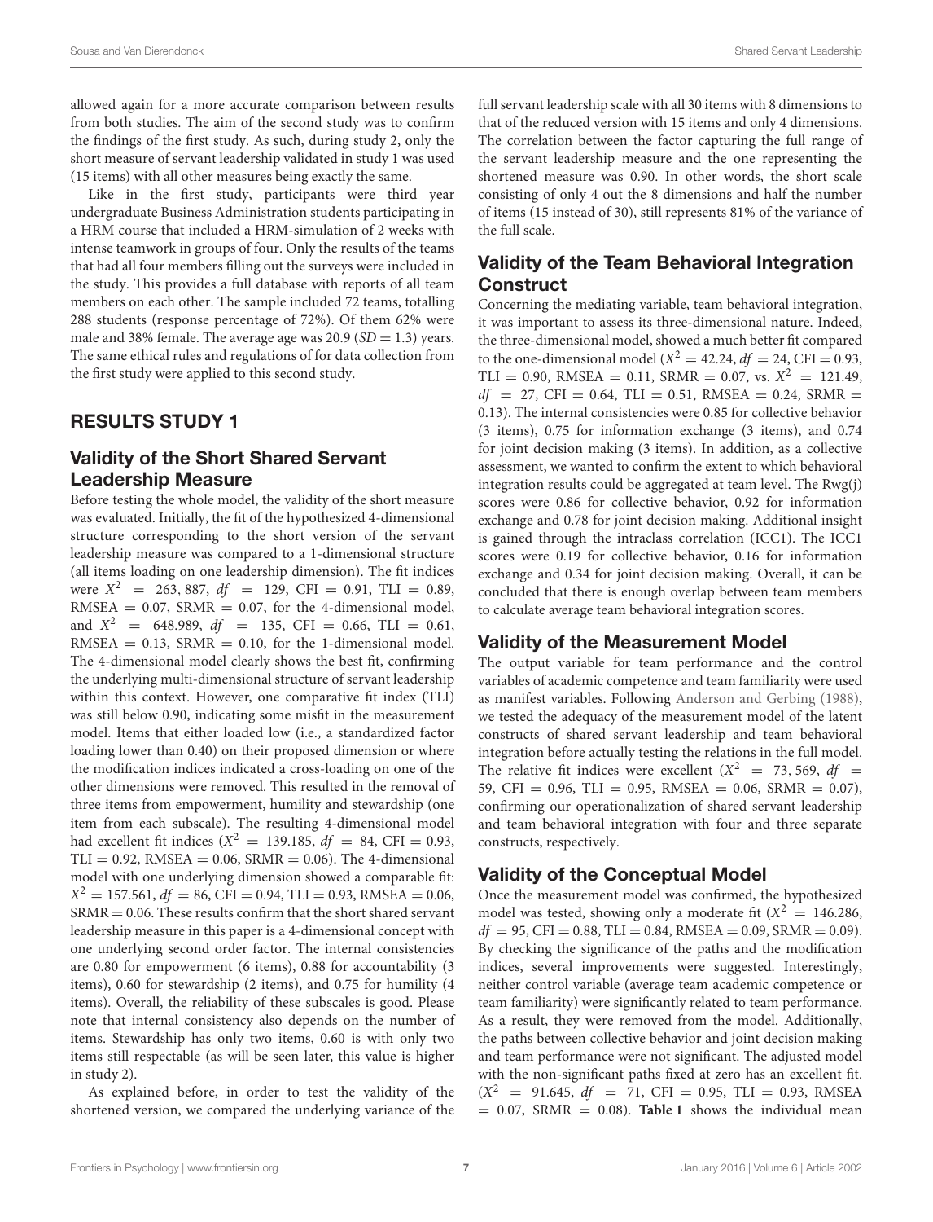allowed again for a more accurate comparison between results from both studies. The aim of the second study was to confirm the findings of the first study. As such, during study 2, only the short measure of servant leadership validated in study 1 was used (15 items) with all other measures being exactly the same.

Like in the first study, participants were third year undergraduate Business Administration students participating in a HRM course that included a HRM-simulation of 2 weeks with intense teamwork in groups of four. Only the results of the teams that had all four members filling out the surveys were included in the study. This provides a full database with reports of all team members on each other. The sample included 72 teams, totalling 288 students (response percentage of 72%). Of them 62% were male and 38% female. The average age was 20.9 ($SD = 1.3$) years. The same ethical rules and regulations of for data collection from the first study were applied to this second study.

## RESULTS STUDY 1

### Validity of the Short Shared Servant Leadership Measure

Before testing the whole model, the validity of the short measure was evaluated. Initially, the fit of the hypothesized 4-dimensional structure corresponding to the short version of the servant leadership measure was compared to a 1-dimensional structure (all items loading on one leadership dimension). The fit indices were $X^2 = 263, 887$, $df = 129$, CFI = 0.91, TLI = 0.89, RMSEA = 0.07, SRMR = 0.07, for the 4-dimensional model, and $X^2 = 648.989$, $df = 135$, CFI = 0.66, TLI = 0.61, RMSEA = 0.13, SRMR = 0.10, for the 1-dimensional model. The 4-dimensional model clearly shows the best fit, confirming the underlying multi-dimensional structure of servant leadership within this context. However, one comparative fit index (TLI) was still below 0.90, indicating some misfit in the measurement model. Items that either loaded low (i.e., a standardized factor loading lower than 0.40) on their proposed dimension or where the modification indices indicated a cross-loading on one of the other dimensions were removed. This resulted in the removal of three items from empowerment, humility and stewardship (one item from each subscale). The resulting 4-dimensional model had excellent fit indices ($X^2 = 139.185$, $df = 84$, CFI = 0.93, TLI = 0.92, RMSEA = 0.06, SRMR = 0.06). The 4-dimensional model with one underlying dimension showed a comparable fit: $X^2 = 157.561$, $df = 86$, CFI = 0.94, TLI = 0.93, RMSEA = 0.06, SRMR = 0.06. These results confirm that the short shared servant leadership measure in this paper is a 4-dimensional concept with one underlying second order factor. The internal consistencies are 0.80 for empowerment (6 items), 0.88 for accountability (3 items), 0.60 for stewardship (2 items), and 0.75 for humility (4 items). Overall, the reliability of these subscales is good. Please note that internal consistency also depends on the number of items. Stewardship has only two items, 0.60 is with only two items still respectable (as will be seen later, this value is higher in study 2).

As explained before, in order to test the validity of the shortened version, we compared the underlying variance of the full servant leadership scale with all 30 items with 8 dimensions to that of the reduced version with 15 items and only 4 dimensions. The correlation between the factor capturing the full range of the servant leadership measure and the one representing the shortened measure was 0.90. In other words, the short scale consisting of only 4 out the 8 dimensions and half the number of items (15 instead of 30), still represents 81% of the variance of the full scale.

### Validity of the Team Behavioral Integration Construct

Concerning the mediating variable, team behavioral integration, it was important to assess its three-dimensional nature. Indeed, the three-dimensional model, showed a much better fit compared to the one-dimensional model ($X^2 = 42.24$, $df = 24$, CFI = 0.93, TLI = 0.90, RMSEA = 0.11, SRMR = 0.07, vs. $X^2 = 121.49$, $df = 27$, CFI = 0.64, TLI = 0.51, RMSEA = 0.24, SRMR = 0.13). The internal consistencies were 0.85 for collective behavior (3 items), 0.75 for information exchange (3 items), and 0.74 for joint decision making (3 items). In addition, as a collective assessment, we wanted to confirm the extent to which behavioral integration results could be aggregated at team level. The Rwg(j) scores were 0.86 for collective behavior, 0.92 for information exchange and 0.78 for joint decision making. Additional insight is gained through the intraclass correlation (ICC1). The ICC1 scores were 0.19 for collective behavior, 0.16 for information exchange and 0.34 for joint decision making. Overall, it can be concluded that there is enough overlap between team members to calculate average team behavioral integration scores.

### Validity of the Measurement Model

The output variable for team performance and the control variables of academic competence and team familiarity were used as manifest variables. Following Anderson and Gerbing (1988), we tested the adequacy of the measurement model of the latent constructs of shared servant leadership and team behavioral integration before actually testing the relations in the full model. The relative fit indices were excellent ($X^2 = 73, 569$, $df = 59$, CFI = 0.96, TLI = 0.95, RMSEA = 0.06, SRMR = 0.07), confirming our operationalization of shared servant leadership and team behavioral integration with four and three separate constructs, respectively.

### Validity of the Conceptual Model

Once the measurement model was confirmed, the hypothesized model was tested, showing only a moderate fit ($X^2 = 146.286$, $df = 95$, CFI = 0.88, TLI = 0.84, RMSEA = 0.09, SRMR = 0.09). By checking the significance of the paths and the modification indices, several improvements were suggested. Interestingly, neither control variable (average team academic competence or team familiarity) were significantly related to team performance. As a result, they were removed from the model. Additionally, the paths between collective behavior and joint decision making and team performance were not significant. The adjusted model with the non-significant paths fixed at zero has an excellent fit. ($X^2 = 91.645$, $df = 71$, CFI = 0.95, TLI = 0.93, RMSEA = 0.07, SRMR = 0.08). **Table 1** shows the individual mean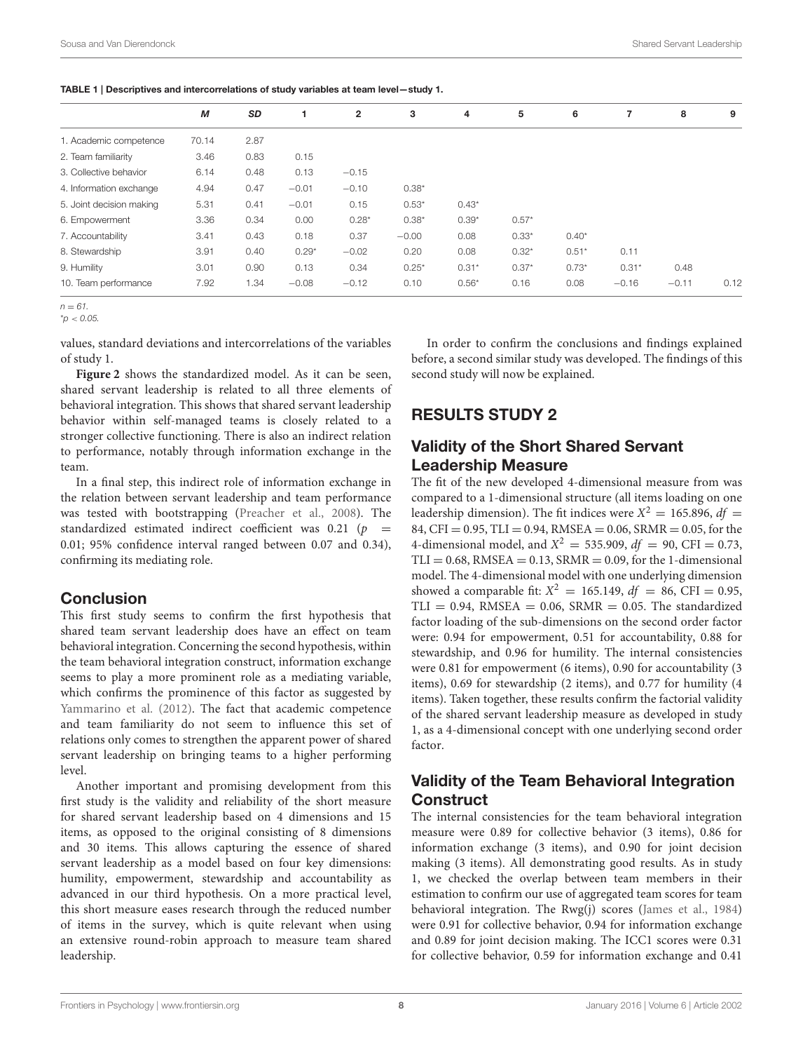**TABLE 1 | Descriptives and intercorrelations of study variables at team level—study 1.**

| | *M* | *SD* | 1 | 2 | 3 | 4 | 5 | 6 | 7 | 8 | 9 |
|---|---|---|---|---|---|---|---|---|---|---|---|
| 1. Academic competence | 70.14 | 2.87 | | | | | | | | | |
| 2. Team familiarity | 3.46 | 0.83 | 0.15 | | | | | | | | |
| 3. Collective behavior | 6.14 | 0.48 | 0.13 | −0.15 | | | | | | | |
| 4. Information exchange | 4.94 | 0.47 | −0.01 | −0.10 | 0.38* | | | | | | |
| 5. Joint decision making | 5.31 | 0.41 | −0.01 | 0.15 | 0.53* | 0.43* | | | | | |
| 6. Empowerment | 3.36 | 0.34 | 0.00 | 0.28* | 0.38* | 0.39* | 0.57* | | | | |
| 7. Accountability | 3.41 | 0.43 | 0.18 | 0.37 | −0.00 | 0.08 | 0.33* | 0.40* | | | |
| 8. Stewardship | 3.91 | 0.40 | 0.29* | −0.02 | 0.20 | 0.08 | 0.32* | 0.51* | 0.11 | | |
| 9. Humility | 3.01 | 0.90 | 0.13 | 0.34 | 0.25* | 0.31* | 0.37* | 0.73* | 0.31* | 0.48 | |
| 10. Team performance | 7.92 | 1.34 | −0.08 | −0.12 | 0.10 | 0.56* | 0.16 | 0.08 | −0.16 | −0.11 | 0.12 |

$n = 61$.
*$p < 0.05$.

values, standard deviations and intercorrelations of the variables of study 1.

**Figure 2** shows the standardized model. As it can be seen, shared servant leadership is related to all three elements of behavioral integration. This shows that shared servant leadership behavior within self-managed teams is closely related to a stronger collective functioning. There is also an indirect relation to performance, notably through information exchange in the team.

In a final step, this indirect role of information exchange in the relation between servant leadership and team performance was tested with bootstrapping (Preacher et al., 2008). The standardized estimated indirect coefficient was 0.21 ($p = 0.01$; 95% confidence interval ranged between 0.07 and 0.34), confirming its mediating role.

## Conclusion

This first study seems to confirm the first hypothesis that shared team servant leadership does have an effect on team behavioral integration. Concerning the second hypothesis, within the team behavioral integration construct, information exchange seems to play a more prominent role as a mediating variable, which confirms the prominence of this factor as suggested by Yammarino et al. (2012). The fact that academic competence and team familiarity do not seem to influence this set of relations only comes to strengthen the apparent power of shared servant leadership on bringing teams to a higher performing level.

Another important and promising development from this first study is the validity and reliability of the short measure for shared servant leadership based on 4 dimensions and 15 items, as opposed to the original consisting of 8 dimensions and 30 items. This allows capturing the essence of shared servant leadership as a model based on four key dimensions: humility, empowerment, stewardship and accountability as advanced in our third hypothesis. On a more practical level, this short measure eases research through the reduced number of items in the survey, which is quite relevant when using an extensive round-robin approach to measure team shared leadership.

In order to confirm the conclusions and findings explained before, a second similar study was developed. The findings of this second study will now be explained.

# RESULTS STUDY 2

## Validity of the Short Shared Servant Leadership Measure

The fit of the new developed 4-dimensional measure from was compared to a 1-dimensional structure (all items loading on one leadership dimension). The fit indices were $X^2 = 165.896$, $df = 84$, CFI = 0.95, TLI = 0.94, RMSEA = 0.06, SRMR = 0.05, for the 4-dimensional model, and $X^2 = 535.909$, $df = 90$, CFI = 0.73, TLI = 0.68, RMSEA = 0.13, SRMR = 0.09, for the 1-dimensional model. The 4-dimensional model with one underlying dimension showed a comparable fit: $X^2 = 165.149$, $df = 86$, CFI = 0.95, TLI = 0.94, RMSEA = 0.06, SRMR = 0.05. The standardized factor loading of the sub-dimensions on the second order factor were: 0.94 for empowerment, 0.51 for accountability, 0.88 for stewardship, and 0.96 for humility. The internal consistencies were 0.81 for empowerment (6 items), 0.90 for accountability (3 items), 0.69 for stewardship (2 items), and 0.77 for humility (4 items). Taken together, these results confirm the factorial validity of the shared servant leadership measure as developed in study 1, as a 4-dimensional concept with one underlying second order factor.

## Validity of the Team Behavioral Integration Construct

The internal consistencies for the team behavioral integration measure were 0.89 for collective behavior (3 items), 0.86 for information exchange (3 items), and 0.90 for joint decision making (3 items). All demonstrating good results. As in study 1, we checked the overlap between team members in their estimation to confirm our use of aggregated team scores for team behavioral integration. The Rwg(j) scores (James et al., 1984) were 0.91 for collective behavior, 0.94 for information exchange and 0.89 for joint decision making. The ICC1 scores were 0.31 for collective behavior, 0.59 for information exchange and 0.41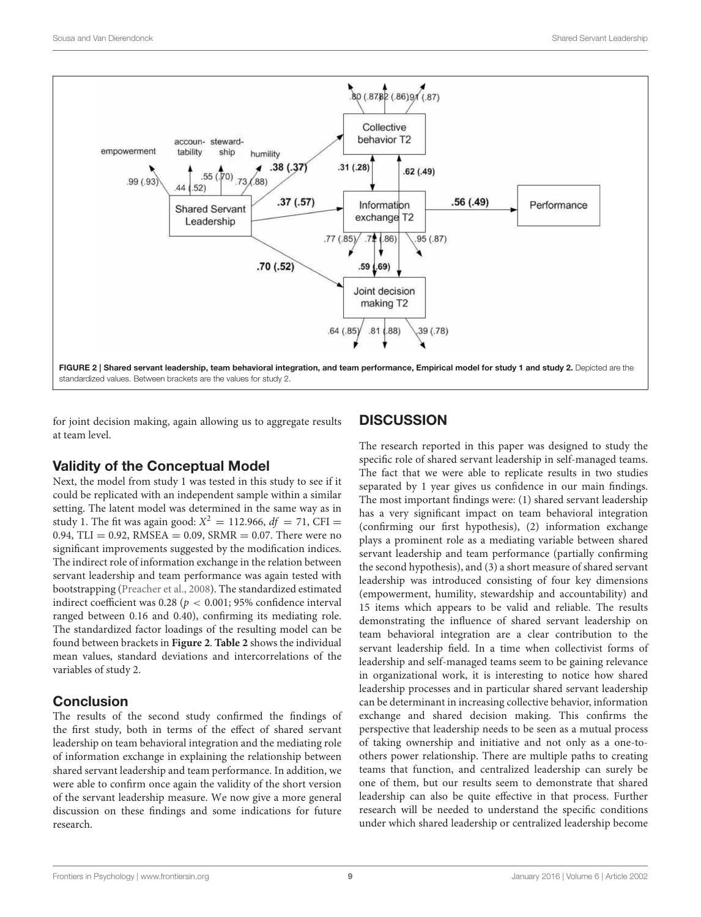**FIGURE 2 | Shared servant leadership, team behavioral integration, and team performance, Empirical model for study 1 and study 2.** Depicted are the standardized values. Between brackets are the values for study 2.

for joint decision making, again allowing us to aggregate results at team level.

### Validity of the Conceptual Model

Next, the model from study 1 was tested in this study to see if it could be replicated with an independent sample within a similar setting. The latent model was determined in the same way as in study 1. The fit was again good: $X^2 = 112.966$, $df = 71$, CFI = 0.94, TLI = 0.92, RMSEA = 0.09, SRMR = 0.07. There were no significant improvements suggested by the modification indices. The indirect role of information exchange in the relation between servant leadership and team performance was again tested with bootstrapping (Preacher et al., 2008). The standardized estimated indirect coefficient was 0.28 ($p < 0.001$; 95% confidence interval ranged between 0.16 and 0.40), confirming its mediating role. The standardized factor loadings of the resulting model can be found between brackets in **Figure 2**. **Table 2** shows the individual mean values, standard deviations and intercorrelations of the variables of study 2.

### Conclusion

The results of the second study confirmed the findings of the first study, both in terms of the effect of shared servant leadership on team behavioral integration and the mediating role of information exchange in explaining the relationship between shared servant leadership and team performance. In addition, we were able to confirm once again the validity of the short version of the servant leadership measure. We now give a more general discussion on these findings and some indications for future research.

## DISCUSSION

The research reported in this paper was designed to study the specific role of shared servant leadership in self-managed teams. The fact that we were able to replicate results in two studies separated by 1 year gives us confidence in our main findings. The most important findings were: (1) shared servant leadership has a very significant impact on team behavioral integration (confirming our first hypothesis), (2) information exchange plays a prominent role as a mediating variable between shared servant leadership and team performance (partially confirming the second hypothesis), and (3) a short measure of shared servant leadership was introduced consisting of four key dimensions (empowerment, humility, stewardship and accountability) and 15 items which appears to be valid and reliable. The results demonstrating the influence of shared servant leadership on team behavioral integration are a clear contribution to the servant leadership field. In a time when collectivist forms of leadership and self-managed teams seem to be gaining relevance in organizational work, it is interesting to notice how shared leadership processes and in particular shared servant leadership can be determinant in increasing collective behavior, information exchange and shared decision making. This confirms the perspective that leadership needs to be seen as a mutual process of taking ownership and initiative and not only as a one-to-others power relationship. There are multiple paths to creating teams that function, and centralized leadership can surely be one of them, but our results seem to demonstrate that shared leadership can also be quite effective in that process. Further research will be needed to understand the specific conditions under which shared leadership or centralized leadership become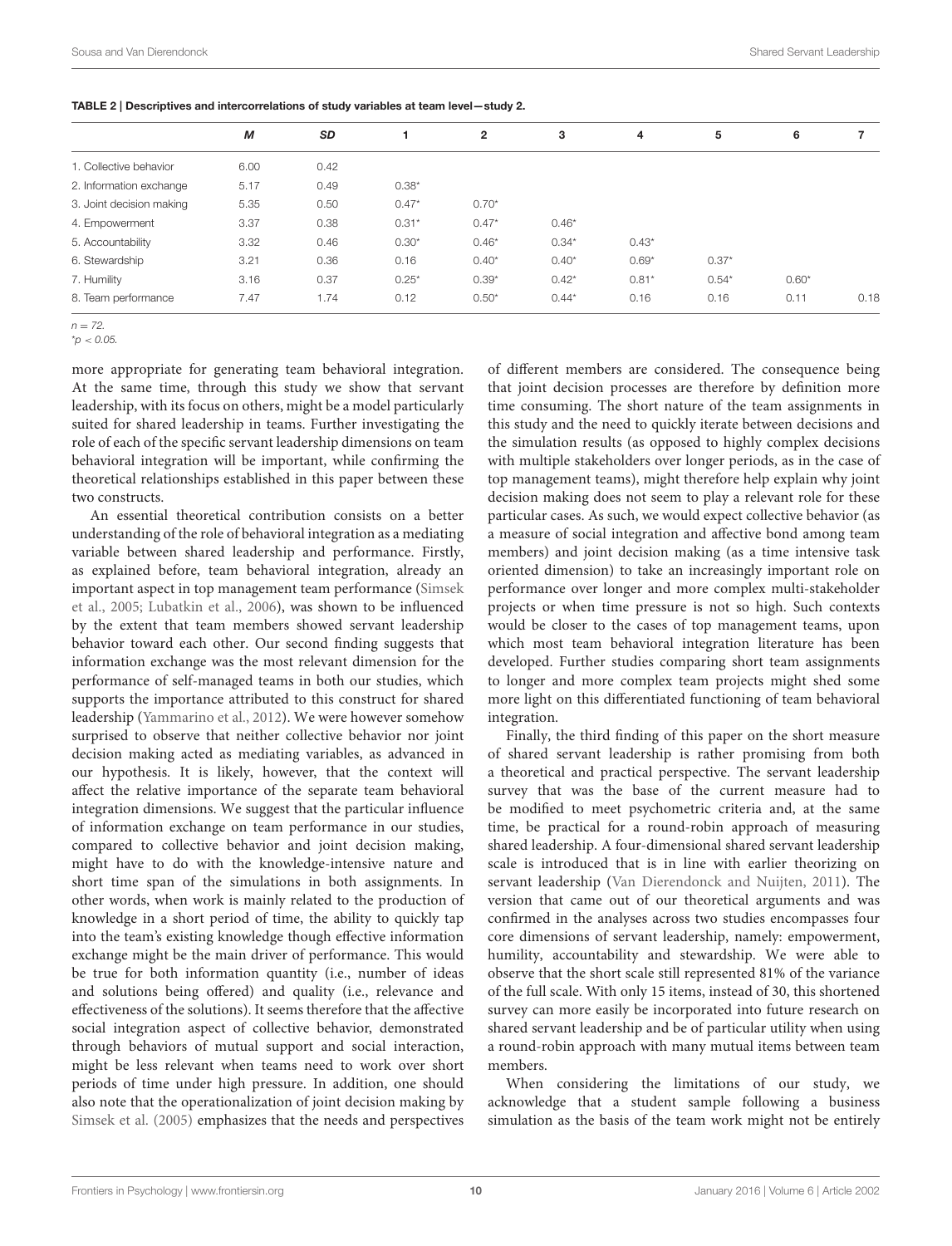**TABLE 2 | Descriptives and intercorrelations of study variables at team level—study 2.**

| | *M* | *SD* | 1 | 2 | 3 | 4 | 5 | 6 | 7 |
|---|---|---|---|---|---|---|---|---|---|
| 1. Collective behavior | 6.00 | 0.42 | | | | | | | |
| 2. Information exchange | 5.17 | 0.49 | 0.38* | | | | | | |
| 3. Joint decision making | 5.35 | 0.50 | 0.47* | 0.70* | | | | | |
| 4. Empowerment | 3.37 | 0.38 | 0.31* | 0.47* | 0.46* | | | | |
| 5. Accountability | 3.32 | 0.46 | 0.30* | 0.46* | 0.34* | 0.43* | | | |
| 6. Stewardship | 3.21 | 0.36 | 0.16 | 0.40* | 0.40* | 0.69* | 0.37* | | |
| 7. Humility | 3.16 | 0.37 | 0.25* | 0.39* | 0.42* | 0.81* | 0.54* | 0.60* | |
| 8. Team performance | 7.47 | 1.74 | 0.12 | 0.50* | 0.44* | 0.16 | 0.16 | 0.11 | 0.18 |

$n = 72$.
*$p < 0.05$.

more appropriate for generating team behavioral integration. At the same time, through this study we show that servant leadership, with its focus on others, might be a model particularly suited for shared leadership in teams. Further investigating the role of each of the specific servant leadership dimensions on team behavioral integration will be important, while confirming the theoretical relationships established in this paper between these two constructs.

An essential theoretical contribution consists on a better understanding of the role of behavioral integration as a mediating variable between shared leadership and performance. Firstly, as explained before, team behavioral integration, already an important aspect in top management team performance (Simsek et al., 2005; Lubatkin et al., 2006), was shown to be influenced by the extent that team members showed servant leadership behavior toward each other. Our second finding suggests that information exchange was the most relevant dimension for the performance of self-managed teams in both our studies, which supports the importance attributed to this construct for shared leadership (Yammarino et al., 2012). We were however somehow surprised to observe that neither collective behavior nor joint decision making acted as mediating variables, as advanced in our hypothesis. It is likely, however, that the context will affect the relative importance of the separate team behavioral integration dimensions. We suggest that the particular influence of information exchange on team performance in our studies, compared to collective behavior and joint decision making, might have to do with the knowledge-intensive nature and short time span of the simulations in both assignments. In other words, when work is mainly related to the production of knowledge in a short period of time, the ability to quickly tap into the team's existing knowledge though effective information exchange might be the main driver of performance. This would be true for both information quantity (i.e., number of ideas and solutions being offered) and quality (i.e., relevance and effectiveness of the solutions). It seems therefore that the affective social integration aspect of collective behavior, demonstrated through behaviors of mutual support and social interaction, might be less relevant when teams need to work over short periods of time under high pressure. In addition, one should also note that the operationalization of joint decision making by Simsek et al. (2005) emphasizes that the needs and perspectives of different members are considered. The consequence being that joint decision processes are therefore by definition more time consuming. The short nature of the team assignments in this study and the need to quickly iterate between decisions and the simulation results (as opposed to highly complex decisions with multiple stakeholders over longer periods, as in the case of top management teams), might therefore help explain why joint decision making does not seem to play a relevant role for these particular cases. As such, we would expect collective behavior (as a measure of social integration and affective bond among team members) and joint decision making (as a time intensive task oriented dimension) to take an increasingly important role on performance over longer and more complex multi-stakeholder projects or when time pressure is not so high. Such contexts would be closer to the cases of top management teams, upon which most team behavioral integration literature has been developed. Further studies comparing short team assignments to longer and more complex team projects might shed some more light on this differentiated functioning of team behavioral integration.

Finally, the third finding of this paper on the short measure of shared servant leadership is rather promising from both a theoretical and practical perspective. The servant leadership survey that was the base of the current measure had to be modified to meet psychometric criteria and, at the same time, be practical for a round-robin approach of measuring shared leadership. A four-dimensional shared servant leadership scale is introduced that is in line with earlier theorizing on servant leadership (Van Dierendonck and Nuijten, 2011). The version that came out of our theoretical arguments and was confirmed in the analyses across two studies encompasses four core dimensions of servant leadership, namely: empowerment, humility, accountability and stewardship. We were able to observe that the short scale still represented 81% of the variance of the full scale. With only 15 items, instead of 30, this shortened survey can more easily be incorporated into future research on shared servant leadership and be of particular utility when using a round-robin approach with many mutual items between team members.

When considering the limitations of our study, we acknowledge that a student sample following a business simulation as the basis of the team work might not be entirely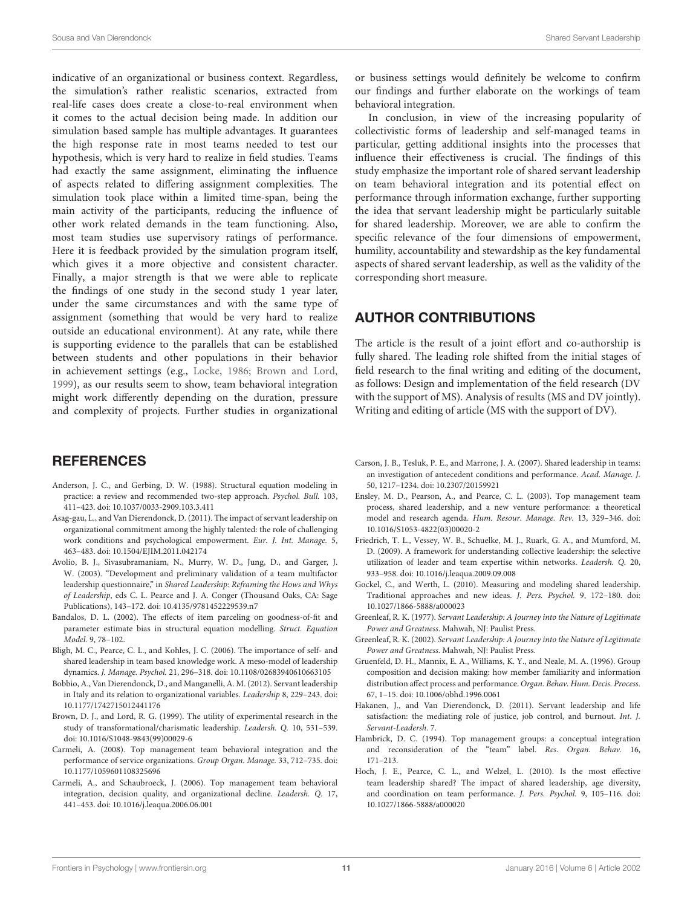indicative of an organizational or business context. Regardless, the simulation's rather realistic scenarios, extracted from real-life cases does create a close-to-real environment when it comes to the actual decision being made. In addition our simulation based sample has multiple advantages. It guarantees the high response rate in most teams needed to test our hypothesis, which is very hard to realize in field studies. Teams had exactly the same assignment, eliminating the influence of aspects related to differing assignment complexities. The simulation took place within a limited time-span, being the main activity of the participants, reducing the influence of other work related demands in the team functioning. Also, most team studies use supervisory ratings of performance. Here it is feedback provided by the simulation program itself, which gives it a more objective and consistent character. Finally, a major strength is that we were able to replicate the findings of one study in the second study 1 year later, under the same circumstances and with the same type of assignment (something that would be very hard to realize outside an educational environment). At any rate, while there is supporting evidence to the parallels that can be established between students and other populations in their behavior in achievement settings (e.g., Locke, 1986; Brown and Lord, 1999), as our results seem to show, team behavioral integration might work differently depending on the duration, pressure and complexity of projects. Further studies in organizational or business settings would definitely be welcome to confirm our findings and further elaborate on the workings of team behavioral integration.

In conclusion, in view of the increasing popularity of collectivistic forms of leadership and self-managed teams in particular, getting additional insights into the processes that influence their effectiveness is crucial. The findings of this study emphasize the important role of shared servant leadership on team behavioral integration and its potential effect on performance through information exchange, further supporting the idea that servant leadership might be particularly suitable for shared leadership. Moreover, we are able to confirm the specific relevance of the four dimensions of empowerment, humility, accountability and stewardship as the key fundamental aspects of shared servant leadership, as well as the validity of the corresponding short measure.

## AUTHOR CONTRIBUTIONS

The article is the result of a joint effort and co-authorship is fully shared. The leading role shifted from the initial stages of field research to the final writing and editing of the document, as follows: Design and implementation of the field research (DV with the support of MS). Analysis of results (MS and DV jointly). Writing and editing of article (MS with the support of DV).

## REFERENCES

Anderson, J. C., and Gerbing, D. W. (1988). Structural equation modeling in practice: a review and recommended two-step approach. *Psychol. Bull.* 103, 411–423. doi: 10.1037/0033-2909.103.3.411

Asag-gau, L., and Van Dierendonck, D. (2011). The impact of servant leadership on organizational commitment among the highly talented: the role of challenging work conditions and psychological empowerment. *Eur. J. Int. Manage.* 5, 463–483. doi: 10.1504/EJIM.2011.042174

Avolio, B. J., Sivasubramaniam, N., Murry, W. D., Jung, D., and Garger, J. W. (2003). "Development and preliminary validation of a team multifactor leadership questionnaire," in *Shared Leadership: Reframing the Hows and Whys of Leadership*, eds C. L. Pearce and J. A. Conger (Thousand Oaks, CA: Sage Publications), 143–172. doi: 10.4135/9781452229539.n7

Bandalos, D. L. (2002). The effects of item parceling on goodness-of-fit and parameter estimate bias in structural equation modelling. *Struct. Equation Model.* 9, 78–102.

Bligh, M. C., Pearce, C. L., and Kohles, J. C. (2006). The importance of self- and shared leadership in team based knowledge work. A meso-model of leadership dynamics. *J. Manage. Psychol.* 21, 296–318. doi: 10.1108/02683940610663105

Bobbio, A., Van Dierendonck, D., and Manganelli, A. M. (2012). Servant leadership in Italy and its relation to organizational variables. *Leadership* 8, 229–243. doi: 10.1177/1742715012441176

Brown, D. J., and Lord, R. G. (1999). The utility of experimental research in the study of transformational/charismatic leadership. *Leadersh. Q.* 10, 531–539. doi: 10.1016/S1048-9843(99)00029-6

Carmeli, A. (2008). Top management team behavioral integration and the performance of service organizations. *Group Organ. Manage.* 33, 712–735. doi: 10.1177/1059601108325696

Carmeli, A., and Schaubroeck, J. (2006). Top management team behavioral integration, decision quality, and organizational decline. *Leadersh. Q.* 17, 441–453. doi: 10.1016/j.leaqua.2006.06.001

Carson, J. B., Tesluk, P. E., and Marrone, J. A. (2007). Shared leadership in teams: an investigation of antecedent conditions and performance. *Acad. Manage. J.* 50, 1217–1234. doi: 10.2307/20159921

Ensley, M. D., Pearson, A., and Pearce, C. L. (2003). Top management team process, shared leadership, and a new venture performance: a theoretical model and research agenda. *Hum. Resour. Manage. Rev.* 13, 329–346. doi: 10.1016/S1053-4822(03)00020-2

Friedrich, T. L., Vessey, W. B., Schuelke, M. J., Ruark, G. A., and Mumford, M. D. (2009). A framework for understanding collective leadership: the selective utilization of leader and team expertise within networks. *Leadersh. Q.* 20, 933–958. doi: 10.1016/j.leaqua.2009.09.008

Gockel, C., and Werth, L. (2010). Measuring and modeling shared leadership. Traditional approaches and new ideas. *J. Pers. Psychol.* 9, 172–180. doi: 10.1027/1866-5888/a000023

Greenleaf, R. K. (1977). *Servant Leadership: A Journey into the Nature of Legitimate Power and Greatness.* Mahwah, NJ: Paulist Press.

Greenleaf, R. K. (2002). *Servant Leadership: A Journey into the Nature of Legitimate Power and Greatness.* Mahwah, NJ: Paulist Press.

Gruenfeld, D. H., Mannix, E. A., Williams, K. Y., and Neale, M. A. (1996). Group composition and decision making: how member familiarity and information distribution affect process and performance. *Organ. Behav. Hum. Decis. Process.* 67, 1–15. doi: 10.1006/obhd.1996.0061

Hakanen, J., and Van Dierendonck, D. (2011). Servant leadership and life satisfaction: the mediating role of justice, job control, and burnout. *Int. J. Servant-Leadersh.* 7.

Hambrick, D. C. (1994). Top management groups: a conceptual integration and reconsideration of the "team" label. *Res. Organ. Behav.* 16, 171–213.

Hoch, J. E., Pearce, C. L., and Welzel, L. (2010). Is the most effective team leadership shared? The impact of shared leadership, age diversity, and coordination on team performance. *J. Pers. Psychol.* 9, 105–116. doi: 10.1027/1866-5888/a000020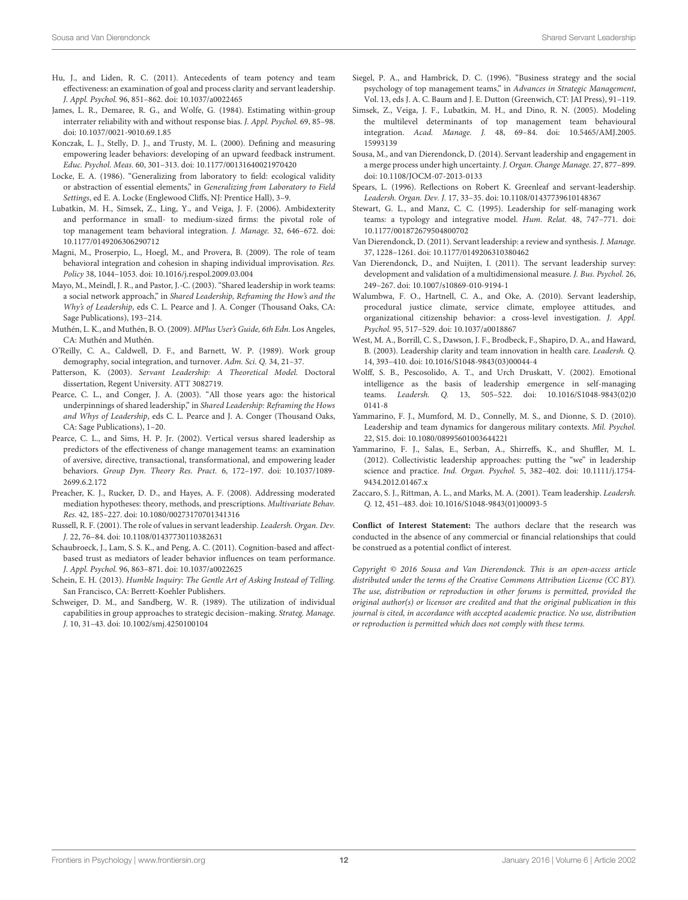Hu, J., and Liden, R. C. (2011). Antecedents of team potency and team effectiveness: an examination of goal and process clarity and servant leadership. *J. Appl. Psychol.* 96, 851–862. doi: 10.1037/a0022465

James, L. R., Demaree, R. G., and Wolfe, G. (1984). Estimating within-group interrater reliability with and without response bias. *J. Appl. Psychol.* 69, 85–98. doi: 10.1037/0021-9010.69.1.85

Konczak, L. J., Stelly, D. J., and Trusty, M. L. (2000). Defining and measuring empowering leader behaviors: developing of an upward feedback instrument. *Educ. Psychol. Meas.* 60, 301–313. doi: 10.1177/00131640021970420

Locke, E. A. (1986). "Generalizing from laboratory to field: ecological validity or abstraction of essential elements," in *Generalizing from Laboratory to Field Settings*, ed E. A. Locke (Englewood Cliffs, NJ: Prentice Hall), 3–9.

Lubatkin, M. H., Simsek, Z., Ling, Y., and Veiga, J. F. (2006). Ambidexterity and performance in small- to medium-sized firms: the pivotal role of top management team behavioral integration. *J. Manage.* 32, 646–672. doi: 10.1177/0149206306290712

Magni, M., Proserpio, L., Hoegl, M., and Provera, B. (2009). The role of team behavioral integration and cohesion in shaping individual improvisation. *Res. Policy* 38, 1044–1053. doi: 10.1016/j.respol.2009.03.004

Mayo, M., Meindl, J. R., and Pastor, J.-C. (2003). "Shared leadership in work teams: a social network approach," in *Shared Leadership, Reframing the How's and the Why's of Leadership*, eds C. L. Pearce and J. A. Conger (Thousand Oaks, CA: Sage Publications), 193–214.

Muthén, L. K., and Muthén, B. O. (2009). *MPlus User's Guide, 6th Edn.* Los Angeles, CA: Muthén and Muthén.

O'Reilly, C. A., Caldwell, D. F., and Barnett, W. P. (1989). Work group demography, social integration, and turnover. *Adm. Sci. Q.* 34, 21–37.

Patterson, K. (2003). *Servant Leadership: A Theoretical Model.* Doctoral dissertation, Regent University. ATT 3082719.

Pearce, C. L., and Conger, J. A. (2003). "All those years ago: the historical underpinnings of shared leadership," in *Shared Leadership: Reframing the Hows and Whys of Leadership*, eds C. L. Pearce and J. A. Conger (Thousand Oaks, CA: Sage Publications), 1–20.

Pearce, C. L., and Sims, H. P. Jr. (2002). Vertical versus shared leadership as predictors of the effectiveness of change management teams: an examination of aversive, directive, transactional, transformational, and empowering leader behaviors. *Group Dyn. Theory Res. Pract.* 6, 172–197. doi: 10.1037/1089-2699.6.2.172

Preacher, K. J., Rucker, D. D., and Hayes, A. F. (2008). Addressing moderated mediation hypotheses: theory, methods, and prescriptions. *Multivariate Behav. Res.* 42, 185–227. doi: 10.1080/00273170701341316

Russell, R. F. (2001). The role of values in servant leadership. *Leadersh. Organ. Dev. J.* 22, 76–84. doi: 10.1108/01437730110382631

Schaubroeck, J., Lam, S. S. K., and Peng, A. C. (2011). Cognition-based and affect-based trust as mediators of leader behavior influences on team performance. *J. Appl. Psychol.* 96, 863–871. doi: 10.1037/a0022625

Schein, E. H. (2013). *Humble Inquiry: The Gentle Art of Asking Instead of Telling.* San Francisco, CA: Berrett-Koehler Publishers.

Schweiger, D. M., and Sandberg, W. R. (1989). The utilization of individual capabilities in group approaches to strategic decision–making. *Strateg. Manage. J.* 10, 31–43. doi: 10.1002/smj.4250100104

Siegel, P. A., and Hambrick, D. C. (1996). "Business strategy and the social psychology of top management teams," in *Advances in Strategic Management*, Vol. 13, eds J. A. C. Baum and J. E. Dutton (Greenwich, CT: JAI Press), 91–119.

Simsek, Z., Veiga, J. F., Lubatkin, M. H., and Dino, R. N. (2005). Modeling the multilevel determinants of top management team behavioural integration. *Acad. Manage. J.* 48, 69–84. doi: 10.5465/AMJ.2005.15993139

Sousa, M., and van Dierendonck, D. (2014). Servant leadership and engagement in a merge process under high uncertainty. *J. Organ. Change Manage.* 27, 877–899. doi: 10.1108/JOCM-07-2013-0133

Spears, L. (1996). Reflections on Robert K. Greenleaf and servant-leadership. *Leadersh. Organ. Dev. J.* 17, 33–35. doi: 10.1108/01437739610148367

Stewart, G. L., and Manz, C. C. (1995). Leadership for self-managing work teams: a typology and integrative model. *Hum. Relat.* 48, 747–771. doi: 10.1177/001872679504800702

Van Dierendonck, D. (2011). Servant leadership: a review and synthesis. *J. Manage.* 37, 1228–1261. doi: 10.1177/0149206310380462

Van Dierendonck, D., and Nuijten, I. (2011). The servant leadership survey: development and validation of a multidimensional measure. *J. Bus. Psychol.* 26, 249–267. doi: 10.1007/s10869-010-9194-1

Walumbwa, F. O., Hartnell, C. A., and Oke, A. (2010). Servant leadership, procedural justice climate, service climate, employee attitudes, and organizational citizenship behavior: a cross-level investigation. *J. Appl. Psychol.* 95, 517–529. doi: 10.1037/a0018867

West, M. A., Borrill, C. S., Dawson, J. F., Brodbeck, F., Shapiro, D. A., and Haward, B. (2003). Leadership clarity and team innovation in health care. *Leadersh. Q.* 14, 393–410. doi: 10.1016/S1048-9843(03)00044-4

Wolff, S. B., Pescosolido, A. T., and Urch Druskatt, V. (2002). Emotional intelligence as the basis of leadership emergence in self-managing teams. *Leadersh. Q.* 13, 505–522. doi: 10.1016/S1048-9843(02)00141-8

Yammarino, F. J., Mumford, M. D., Connelly, M. S., and Dionne, S. D. (2010). Leadership and team dynamics for dangerous military contexts. *Mil. Psychol.* 22, S15. doi: 10.1080/08995601003644221

Yammarino, F. J., Salas, E., Serban, A., Shirreffs, K., and Shuffler, M. L. (2012). Collectivistic leadership approaches: putting the "we" in leadership science and practice. *Ind. Organ. Psychol.* 5, 382–402. doi: 10.1111/j.1754-9434.2012.01467.x

Zaccaro, S. J., Rittman, A. L., and Marks, M. A. (2001). Team leadership. *Leadersh. Q.* 12, 451–483. doi: 10.1016/S1048-9843(01)00093-5

**Conflict of Interest Statement:** The authors declare that the research was conducted in the absence of any commercial or financial relationships that could be construed as a potential conflict of interest.

*Copyright © 2016 Sousa and Van Dierendonck. This is an open-access article distributed under the terms of the Creative Commons Attribution License (CC BY). The use, distribution or reproduction in other forums is permitted, provided the original author(s) or licensor are credited and that the original publication in this journal is cited, in accordance with accepted academic practice. No use, distribution or reproduction is permitted which does not comply with these terms.*